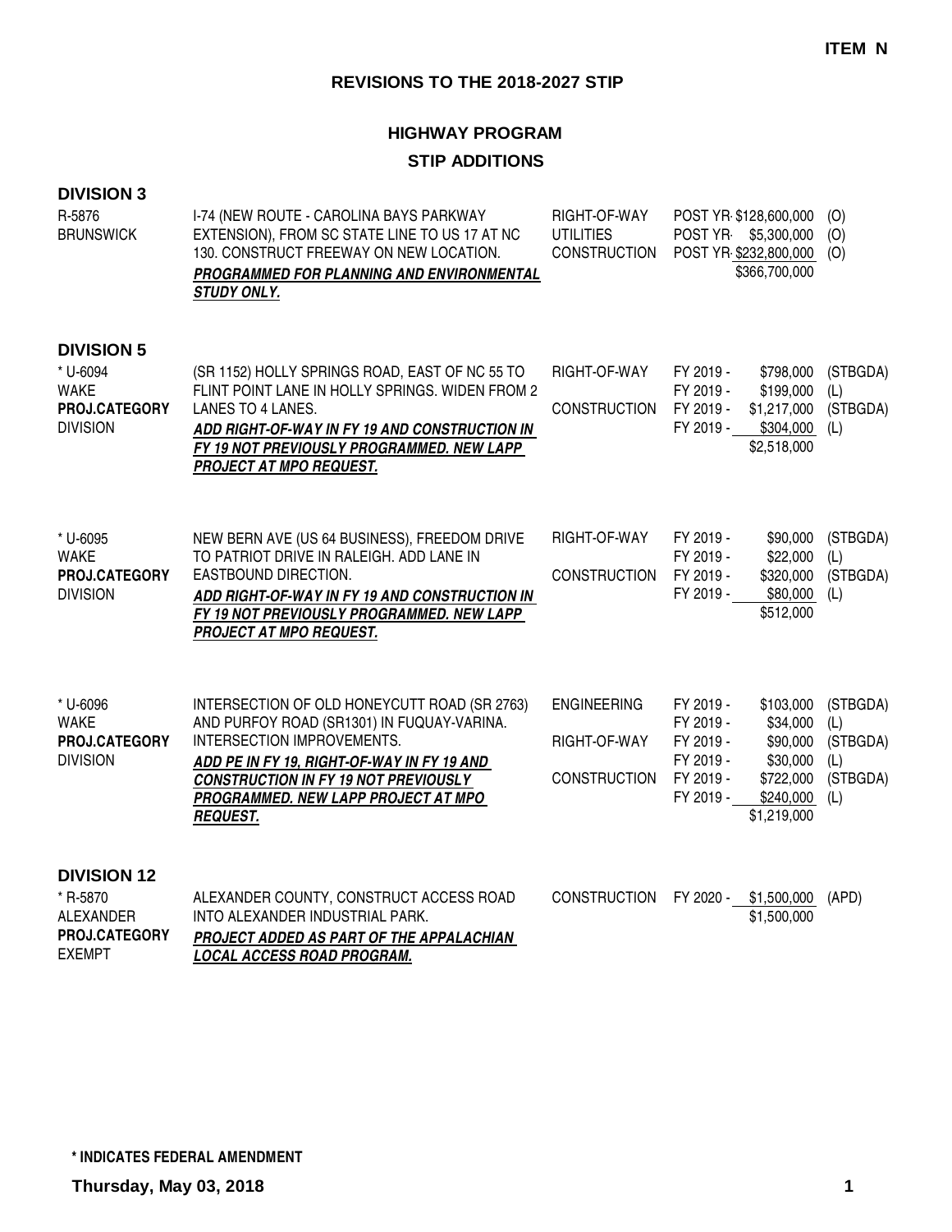**ITEM N**

# REVISIONS TO THE 2018-2027 STIP

## HIGHWAY PROGRAM

## STIP ADDITIONS

### DIVISION 3

| Project | Description | Phase | Year | Amount | Source |
|---|---|---|---|---|---|
| R-5876<br>BRUNSWICK | I-74 (NEW ROUTE - CAROLINA BAYS PARKWAY EXTENSION), FROM SC STATE LINE TO US 17 AT NC 130. CONSTRUCT FREEWAY ON NEW LOCATION.<br>***PROGRAMMED FOR PLANNING AND ENVIRONMENTAL STUDY ONLY.*** | RIGHT-OF-WAY | POST YR | $128,600,000 | (O) |
| | | UTILITIES | POST YR | $5,300,000 | (O) |
| | | CONSTRUCTION | POST YR | $232,800,000 | (O) |
| | | | | $366,700,000 | |

### DIVISION 5

| Project | Description | Phase | Year | Amount | Source |
|---|---|---|---|---|---|
| * U-6094<br>WAKE<br>**PROJ.CATEGORY**<br>DIVISION | (SR 1152) HOLLY SPRINGS ROAD, EAST OF NC 55 TO FLINT POINT LANE IN HOLLY SPRINGS. WIDEN FROM 2 LANES TO 4 LANES.<br>***ADD RIGHT-OF-WAY IN FY 19 AND CONSTRUCTION IN FY 19 NOT PREVIOUSLY PROGRAMMED. NEW LAPP PROJECT AT MPO REQUEST.*** | RIGHT-OF-WAY | FY 2019 - | $798,000 | (STBGDA) |
| | | | FY 2019 - | $199,000 | (L) |
| | | CONSTRUCTION | FY 2019 - | $1,217,000 | (STBGDA) |
| | | | FY 2019 - | $304,000 | (L) |
| | | | | $2,518,000 | |
| * U-6095<br>WAKE<br>**PROJ.CATEGORY**<br>DIVISION | NEW BERN AVE (US 64 BUSINESS), FREEDOM DRIVE TO PATRIOT DRIVE IN RALEIGH. ADD LANE IN EASTBOUND DIRECTION.<br>***ADD RIGHT-OF-WAY IN FY 19 AND CONSTRUCTION IN FY 19 NOT PREVIOUSLY PROGRAMMED. NEW LAPP PROJECT AT MPO REQUEST.*** | RIGHT-OF-WAY | FY 2019 - | $90,000 | (STBGDA) |
| | | | FY 2019 - | $22,000 | (L) |
| | | CONSTRUCTION | FY 2019 - | $320,000 | (STBGDA) |
| | | | FY 2019 - | $80,000 | (L) |
| | | | | $512,000 | |
| * U-6096<br>WAKE<br>**PROJ.CATEGORY**<br>DIVISION | INTERSECTION OF OLD HONEYCUTT ROAD (SR 2763) AND PURFOY ROAD (SR1301) IN FUQUAY-VARINA. INTERSECTION IMPROVEMENTS.<br>***ADD PE IN FY 19, RIGHT-OF-WAY IN FY 19 AND CONSTRUCTION IN FY 19 NOT PREVIOUSLY PROGRAMMED. NEW LAPP PROJECT AT MPO REQUEST.*** | ENGINEERING | FY 2019 - | $103,000 | (STBGDA) |
| | | | FY 2019 - | $34,000 | (L) |
| | | RIGHT-OF-WAY | FY 2019 - | $90,000 | (STBGDA) |
| | | | FY 2019 - | $30,000 | (L) |
| | | CONSTRUCTION | FY 2019 - | $722,000 | (STBGDA) |
| | | | FY 2019 - | $240,000 | (L) |
| | | | | $1,219,000 | |

### DIVISION 12

| Project | Description | Phase | Year | Amount | Source |
|---|---|---|---|---|---|
| * R-5870<br>ALEXANDER<br>**PROJ.CATEGORY**<br>EXEMPT | ALEXANDER COUNTY, CONSTRUCT ACCESS ROAD INTO ALEXANDER INDUSTRIAL PARK.<br>***PROJECT ADDED AS PART OF THE APPALACHIAN LOCAL ACCESS ROAD PROGRAM.*** | CONSTRUCTION | FY 2020 - | $1,500,000 | (APD) |
| | | | | $1,500,000 | |

**\* INDICATES FEDERAL AMENDMENT**

**Thursday, May 03, 2018**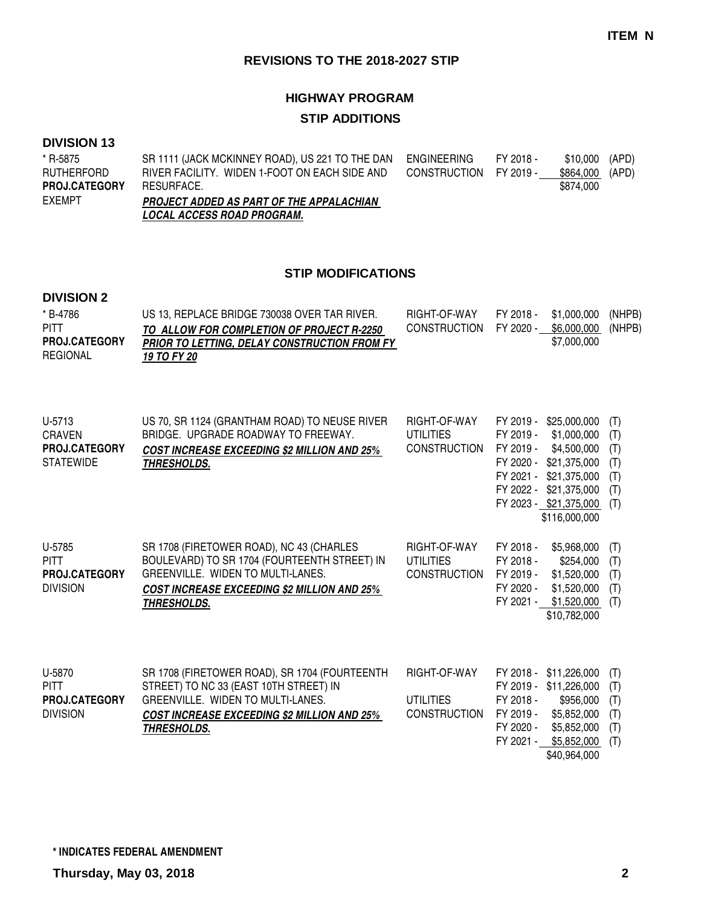**ITEM N**

## REVISIONS TO THE 2018-2027 STIP

### HIGHWAY PROGRAM

### STIP ADDITIONS

**DIVISION 13**

| Project | Description | Phase | FY | Amount | Fund |
|---|---|---|---|---|---|
| * R-5875<br>RUTHERFORD<br>**PROJ.CATEGORY**<br>EXEMPT | SR 1111 (JACK MCKINNEY ROAD), US 221 TO THE DAN RIVER FACILITY. WIDEN 1-FOOT ON EACH SIDE AND RESURFACE.<br>***PROJECT ADDED AS PART OF THE APPALACHIAN LOCAL ACCESS ROAD PROGRAM.*** | ENGINEERING | FY 2018 - | $10,000 | (APD) |
| | | CONSTRUCTION | FY 2019 - | $864,000 | (APD) |
| | | | | $874,000 | |

### STIP MODIFICATIONS

**DIVISION 2**

| Project | Description | Phase | FY | Amount | Fund |
|---|---|---|---|---|---|
| * B-4786<br>PITT<br>**PROJ.CATEGORY**<br>REGIONAL | US 13, REPLACE BRIDGE 730038 OVER TAR RIVER.<br>***TO ALLOW FOR COMPLETION OF PROJECT R-2250 PRIOR TO LETTING, DELAY CONSTRUCTION FROM FY 19 TO FY 20*** | RIGHT-OF-WAY | FY 2018 - | $1,000,000 | (NHPB) |
| | | CONSTRUCTION | FY 2020 - | $6,000,000 | (NHPB) |
| | | | | $7,000,000 | |
| U-5713<br>CRAVEN<br>**PROJ.CATEGORY**<br>STATEWIDE | US 70, SR 1124 (GRANTHAM ROAD) TO NEUSE RIVER BRIDGE. UPGRADE ROADWAY TO FREEWAY.<br>***COST INCREASE EXCEEDING $2 MILLION AND 25% THRESHOLDS.*** | RIGHT-OF-WAY | FY 2019 - | $25,000,000 | (T) |
| | | UTILITIES | FY 2019 - | $1,000,000 | (T) |
| | | CONSTRUCTION | FY 2019 - | $4,500,000 | (T) |
| | | | FY 2020 - | $21,375,000 | (T) |
| | | | FY 2021 - | $21,375,000 | (T) |
| | | | FY 2022 - | $21,375,000 | (T) |
| | | | FY 2023 - | $21,375,000 | (T) |
| | | | | $116,000,000 | |
| U-5785<br>PITT<br>**PROJ.CATEGORY**<br>DIVISION | SR 1708 (FIRETOWER ROAD), NC 43 (CHARLES BOULEVARD) TO SR 1704 (FOURTEENTH STREET) IN GREENVILLE. WIDEN TO MULTI-LANES.<br>***COST INCREASE EXCEEDING $2 MILLION AND 25% THRESHOLDS.*** | RIGHT-OF-WAY | FY 2018 - | $5,968,000 | (T) |
| | | UTILITIES | FY 2018 - | $254,000 | (T) |
| | | CONSTRUCTION | FY 2019 - | $1,520,000 | (T) |
| | | | FY 2020 - | $1,520,000 | (T) |
| | | | FY 2021 - | $1,520,000 | (T) |
| | | | | $10,782,000 | |
| U-5870<br>PITT<br>**PROJ.CATEGORY**<br>DIVISION | SR 1708 (FIRETOWER ROAD), SR 1704 (FOURTEENTH STREET) TO NC 33 (EAST 10TH STREET) IN GREENVILLE. WIDEN TO MULTI-LANES.<br>***COST INCREASE EXCEEDING $2 MILLION AND 25% THRESHOLDS.*** | RIGHT-OF-WAY | FY 2018 - | $11,226,000 | (T) |
| | | | FY 2019 - | $11,226,000 | (T) |
| | | UTILITIES | FY 2018 - | $956,000 | (T) |
| | | CONSTRUCTION | FY 2019 - | $5,852,000 | (T) |
| | | | FY 2020 - | $5,852,000 | (T) |
| | | | FY 2021 - | $5,852,000 | (T) |
| | | | | $40,964,000 | |

**\* INDICATES FEDERAL AMENDMENT**

**Thursday, May 03, 2018**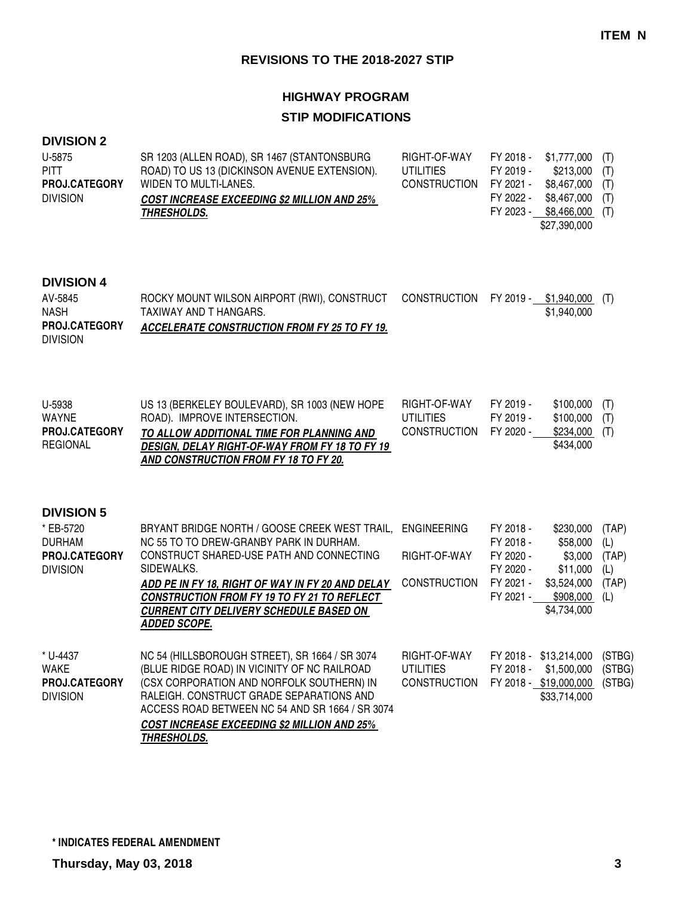**ITEM N**

## REVISIONS TO THE 2018-2027 STIP

### HIGHWAY PROGRAM

### STIP MODIFICATIONS

#### DIVISION 2

| Project | Description | Phase | Fiscal Year | Amount | Fund |
|---|---|---|---|---|---|
| U-5875<br>PITT<br>**PROJ.CATEGORY**<br>DIVISION | SR 1203 (ALLEN ROAD), SR 1467 (STANTONSBURG ROAD) TO US 13 (DICKINSON AVENUE EXTENSION). WIDEN TO MULTI-LANES.<br>***COST INCREASE EXCEEDING $2 MILLION AND 25% THRESHOLDS.*** | RIGHT-OF-WAY | FY 2018 - | $1,777,000 | (T) |
| | | UTILITIES | FY 2019 - | $213,000 | (T) |
| | | CONSTRUCTION | FY 2021 - | $8,467,000 | (T) |
| | | | FY 2022 - | $8,467,000 | (T) |
| | | | FY 2023 - | $8,466,000 | (T) |
| | | | | $27,390,000 | |

#### DIVISION 4

| Project | Description | Phase | Fiscal Year | Amount | Fund |
|---|---|---|---|---|---|
| AV-5845<br>NASH<br>**PROJ.CATEGORY**<br>DIVISION | ROCKY MOUNT WILSON AIRPORT (RWI), CONSTRUCT TAXIWAY AND T HANGARS.<br>***ACCELERATE CONSTRUCTION FROM FY 25 TO FY 19.*** | CONSTRUCTION | FY 2019 - | $1,940,000 | (T) |
| | | | | $1,940,000 | |
| U-5938<br>WAYNE<br>**PROJ.CATEGORY**<br>REGIONAL | US 13 (BERKELEY BOULEVARD), SR 1003 (NEW HOPE ROAD). IMPROVE INTERSECTION.<br>***TO ALLOW ADDITIONAL TIME FOR PLANNING AND DESIGN, DELAY RIGHT-OF-WAY FROM FY 18 TO FY 19 AND CONSTRUCTION FROM FY 18 TO FY 20.*** | RIGHT-OF-WAY | FY 2019 - | $100,000 | (T) |
| | | UTILITIES | FY 2019 - | $100,000 | (T) |
| | | CONSTRUCTION | FY 2020 - | $234,000 | (T) |
| | | | | $434,000 | |

#### DIVISION 5

| Project | Description | Phase | Fiscal Year | Amount | Fund |
|---|---|---|---|---|---|
| * EB-5720<br>DURHAM<br>**PROJ.CATEGORY**<br>DIVISION | BRYANT BRIDGE NORTH / GOOSE CREEK WEST TRAIL, NC 55 TO TO DREW-GRANBY PARK IN DURHAM. CONSTRUCT SHARED-USE PATH AND CONNECTING SIDEWALKS.<br>***ADD PE IN FY 18, RIGHT OF WAY IN FY 20 AND DELAY CONSTRUCTION FROM FY 19 TO FY 21 TO REFLECT CURRENT CITY DELIVERY SCHEDULE BASED ON ADDED SCOPE.*** | ENGINEERING | FY 2018 - | $230,000 | (TAP) |
| | | | FY 2018 - | $58,000 | (L) |
| | | RIGHT-OF-WAY | FY 2020 - | $3,000 | (TAP) |
| | | | FY 2020 - | $11,000 | (L) |
| | | CONSTRUCTION | FY 2021 - | $3,524,000 | (TAP) |
| | | | FY 2021 - | $908,000 | (L) |
| | | | | $4,734,000 | |
| * U-4437<br>WAKE<br>**PROJ.CATEGORY**<br>DIVISION | NC 54 (HILLSBOROUGH STREET), SR 1664 / SR 3074 (BLUE RIDGE ROAD) IN VICINITY OF NC RAILROAD (CSX CORPORATION AND NORFOLK SOUTHERN) IN RALEIGH. CONSTRUCT GRADE SEPARATIONS AND ACCESS ROAD BETWEEN NC 54 AND SR 1664 / SR 3074<br>***COST INCREASE EXCEEDING $2 MILLION AND 25% THRESHOLDS.*** | RIGHT-OF-WAY | FY 2018 - | $13,214,000 | (STBG) |
| | | UTILITIES | FY 2018 - | $1,500,000 | (STBG) |
| | | CONSTRUCTION | FY 2018 - | $19,000,000 | (STBG) |
| | | | | $33,714,000 | |

**\* INDICATES FEDERAL AMENDMENT**

**Thursday, May 03, 2018**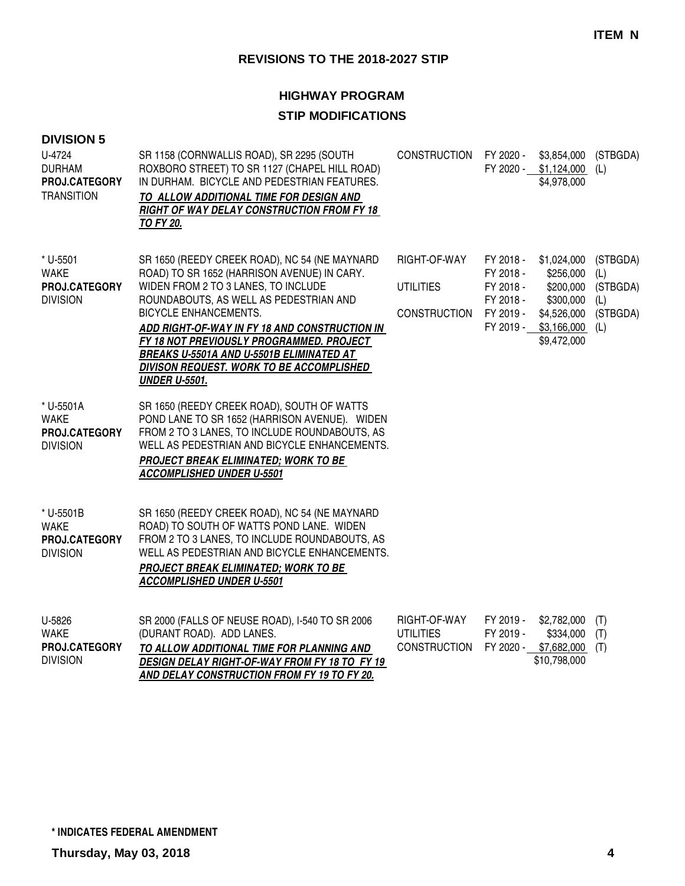**ITEM N**

## REVISIONS TO THE 2018-2027 STIP

### HIGHWAY PROGRAM

### STIP MODIFICATIONS

**DIVISION 5**

| Project | Description | Phase | Fiscal Year | Amount | Fund |
|---|---|---|---|---|---|
| U-4724<br>DURHAM<br>**PROJ.CATEGORY**<br>TRANSITION | SR 1158 (CORNWALLIS ROAD), SR 2295 (SOUTH ROXBORO STREET) TO SR 1127 (CHAPEL HILL ROAD) IN DURHAM. BICYCLE AND PEDESTRIAN FEATURES.<br>***TO ALLOW ADDITIONAL TIME FOR DESIGN AND RIGHT OF WAY DELAY CONSTRUCTION FROM FY 18 TO FY 20.*** | CONSTRUCTION | FY 2020 - | $3,854,000 | (STBGDA) |
| | | | FY 2020 - | $1,124,000 | (L) |
| | | | | $4,978,000 | |
| * U-5501<br>WAKE<br>**PROJ.CATEGORY**<br>DIVISION | SR 1650 (REEDY CREEK ROAD), NC 54 (NE MAYNARD ROAD) TO SR 1652 (HARRISON AVENUE) IN CARY. WIDEN FROM 2 TO 3 LANES, TO INCLUDE ROUNDABOUTS, AS WELL AS PEDESTRIAN AND BICYCLE ENHANCEMENTS.<br>***ADD RIGHT-OF-WAY IN FY 18 AND CONSTRUCTION IN FY 18 NOT PREVIOUSLY PROGRAMMED. PROJECT BREAKS U-5501A AND U-5501B ELIMINATED AT DIVISON REQUEST. WORK TO BE ACCOMPLISHED UNDER U-5501.*** | RIGHT-OF-WAY | FY 2018 - | $1,024,000 | (STBGDA) |
| | | | FY 2018 - | $256,000 | (L) |
| | | UTILITIES | FY 2018 - | $200,000 | (STBGDA) |
| | | | FY 2018 - | $300,000 | (L) |
| | | CONSTRUCTION | FY 2019 - | $4,526,000 | (STBGDA) |
| | | | FY 2019 - | $3,166,000 | (L) |
| | | | | $9,472,000 | |
| * U-5501A<br>WAKE<br>**PROJ.CATEGORY**<br>DIVISION | SR 1650 (REEDY CREEK ROAD), SOUTH OF WATTS POND LANE TO SR 1652 (HARRISON AVENUE). WIDEN FROM 2 TO 3 LANES, TO INCLUDE ROUNDABOUTS, AS WELL AS PEDESTRIAN AND BICYCLE ENHANCEMENTS.<br>***PROJECT BREAK ELIMINATED; WORK TO BE ACCOMPLISHED UNDER U-5501*** | | | | |
| * U-5501B<br>WAKE<br>**PROJ.CATEGORY**<br>DIVISION | SR 1650 (REEDY CREEK ROAD), NC 54 (NE MAYNARD ROAD) TO SOUTH OF WATTS POND LANE. WIDEN FROM 2 TO 3 LANES, TO INCLUDE ROUNDABOUTS, AS WELL AS PEDESTRIAN AND BICYCLE ENHANCEMENTS.<br>***PROJECT BREAK ELIMINATED; WORK TO BE ACCOMPLISHED UNDER U-5501*** | | | | |
| U-5826<br>WAKE<br>**PROJ.CATEGORY**<br>DIVISION | SR 2000 (FALLS OF NEUSE ROAD), I-540 TO SR 2006 (DURANT ROAD). ADD LANES.<br>***TO ALLOW ADDITIONAL TIME FOR PLANNING AND DESIGN DELAY RIGHT-OF-WAY FROM FY 18 TO FY 19 AND DELAY CONSTRUCTION FROM FY 19 TO FY 20.*** | RIGHT-OF-WAY | FY 2019 - | $2,782,000 | (T) |
| | | UTILITIES | FY 2019 - | $334,000 | (T) |
| | | CONSTRUCTION | FY 2020 - | $7,682,000 | (T) |
| | | | | $10,798,000 | |

**\* INDICATES FEDERAL AMENDMENT**

**Thursday, May 03, 2018**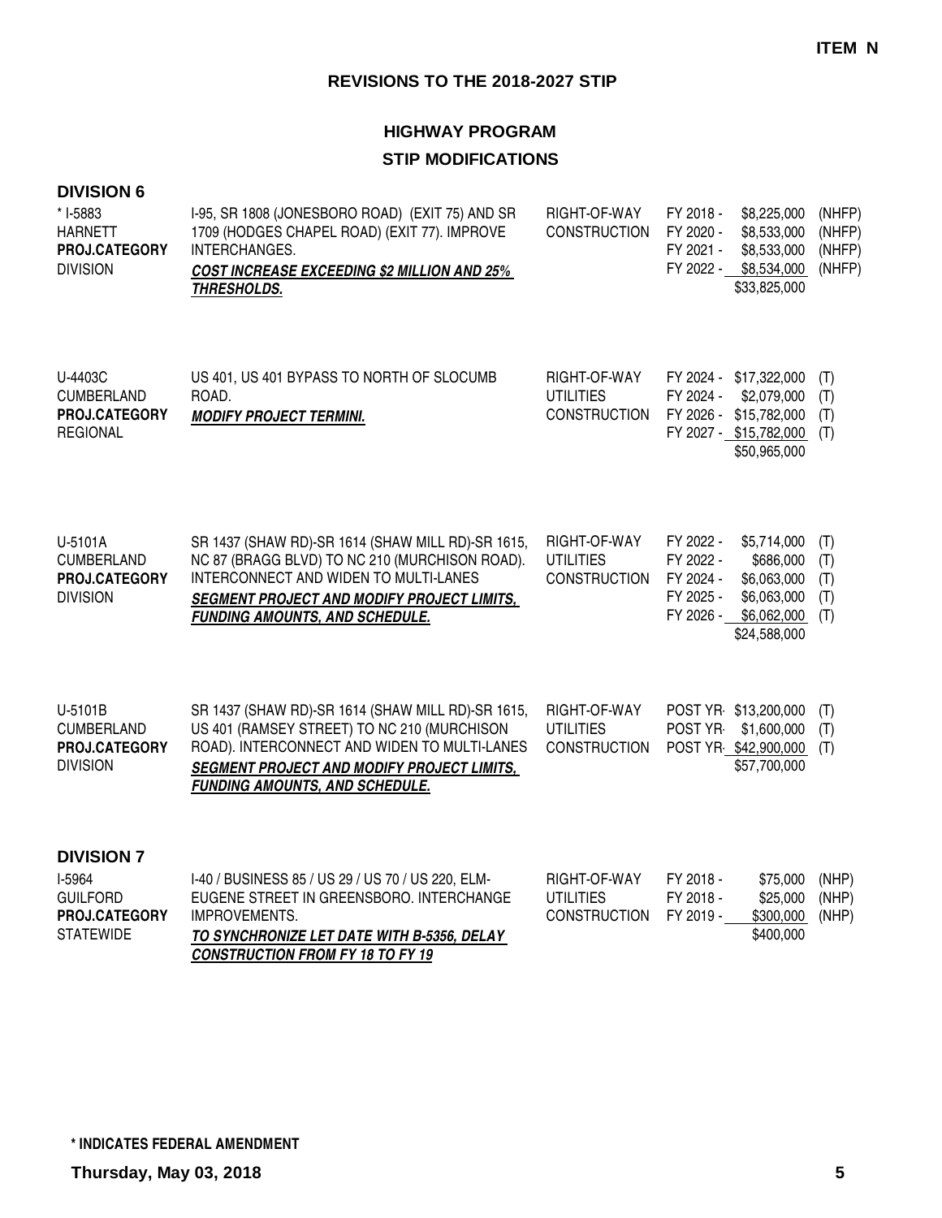**ITEM N**

## REVISIONS TO THE 2018-2027 STIP

### HIGHWAY PROGRAM

### STIP MODIFICATIONS

**DIVISION 6**

| Project | Description | Work Type | Year | Amount | Funding |
|---|---|---|---|---|---|
| * I-5883<br>HARNETT<br>**PROJ.CATEGORY**<br>DIVISION | I-95, SR 1808 (JONESBORO ROAD) (EXIT 75) AND SR 1709 (HODGES CHAPEL ROAD) (EXIT 77). IMPROVE INTERCHANGES.<br>***COST INCREASE EXCEEDING $2 MILLION AND 25% THRESHOLDS.*** | RIGHT-OF-WAY | FY 2018 - | $8,225,000 | (NHFP) |
| | | CONSTRUCTION | FY 2020 - | $8,533,000 | (NHFP) |
| | | | FY 2021 - | $8,533,000 | (NHFP) |
| | | | FY 2022 - | $8,534,000 | (NHFP) |
| | | | | $33,825,000 | |
| U-4403C<br>CUMBERLAND<br>**PROJ.CATEGORY**<br>REGIONAL | US 401, US 401 BYPASS TO NORTH OF SLOCUMB ROAD.<br>***MODIFY PROJECT TERMINI.*** | RIGHT-OF-WAY | FY 2024 - | $17,322,000 | (T) |
| | | UTILITIES | FY 2024 - | $2,079,000 | (T) |
| | | CONSTRUCTION | FY 2026 - | $15,782,000 | (T) |
| | | | FY 2027 - | $15,782,000 | (T) |
| | | | | $50,965,000 | |
| U-5101A<br>CUMBERLAND<br>**PROJ.CATEGORY**<br>DIVISION | SR 1437 (SHAW RD)-SR 1614 (SHAW MILL RD)-SR 1615, NC 87 (BRAGG BLVD) TO NC 210 (MURCHISON ROAD). INTERCONNECT AND WIDEN TO MULTI-LANES<br>***SEGMENT PROJECT AND MODIFY PROJECT LIMITS, FUNDING AMOUNTS, AND SCHEDULE.*** | RIGHT-OF-WAY | FY 2022 - | $5,714,000 | (T) |
| | | UTILITIES | FY 2022 - | $686,000 | (T) |
| | | CONSTRUCTION | FY 2024 - | $6,063,000 | (T) |
| | | | FY 2025 - | $6,063,000 | (T) |
| | | | FY 2026 - | $6,062,000 | (T) |
| | | | | $24,588,000 | |
| U-5101B<br>CUMBERLAND<br>**PROJ.CATEGORY**<br>DIVISION | SR 1437 (SHAW RD)-SR 1614 (SHAW MILL RD)-SR 1615, US 401 (RAMSEY STREET) TO NC 210 (MURCHISON ROAD). INTERCONNECT AND WIDEN TO MULTI-LANES<br>***SEGMENT PROJECT AND MODIFY PROJECT LIMITS, FUNDING AMOUNTS, AND SCHEDULE.*** | RIGHT-OF-WAY | POST YR- | $13,200,000 | (T) |
| | | UTILITIES | POST YR- | $1,600,000 | (T) |
| | | CONSTRUCTION | POST YR- | $42,900,000 | (T) |
| | | | | $57,700,000 | |

**DIVISION 7**

| Project | Description | Work Type | Year | Amount | Funding |
|---|---|---|---|---|---|
| I-5964<br>GUILFORD<br>**PROJ.CATEGORY**<br>STATEWIDE | I-40 / BUSINESS 85 / US 29 / US 70 / US 220, ELM-EUGENE STREET IN GREENSBORO. INTERCHANGE IMPROVEMENTS.<br>***TO SYNCHRONIZE LET DATE WITH B-5356, DELAY CONSTRUCTION FROM FY 18 TO FY 19*** | RIGHT-OF-WAY | FY 2018 - | $75,000 | (NHP) |
| | | UTILITIES | FY 2018 - | $25,000 | (NHP) |
| | | CONSTRUCTION | FY 2019 - | $300,000 | (NHP) |
| | | | | $400,000 | |

**\* INDICATES FEDERAL AMENDMENT**

**Thursday, May 03, 2018**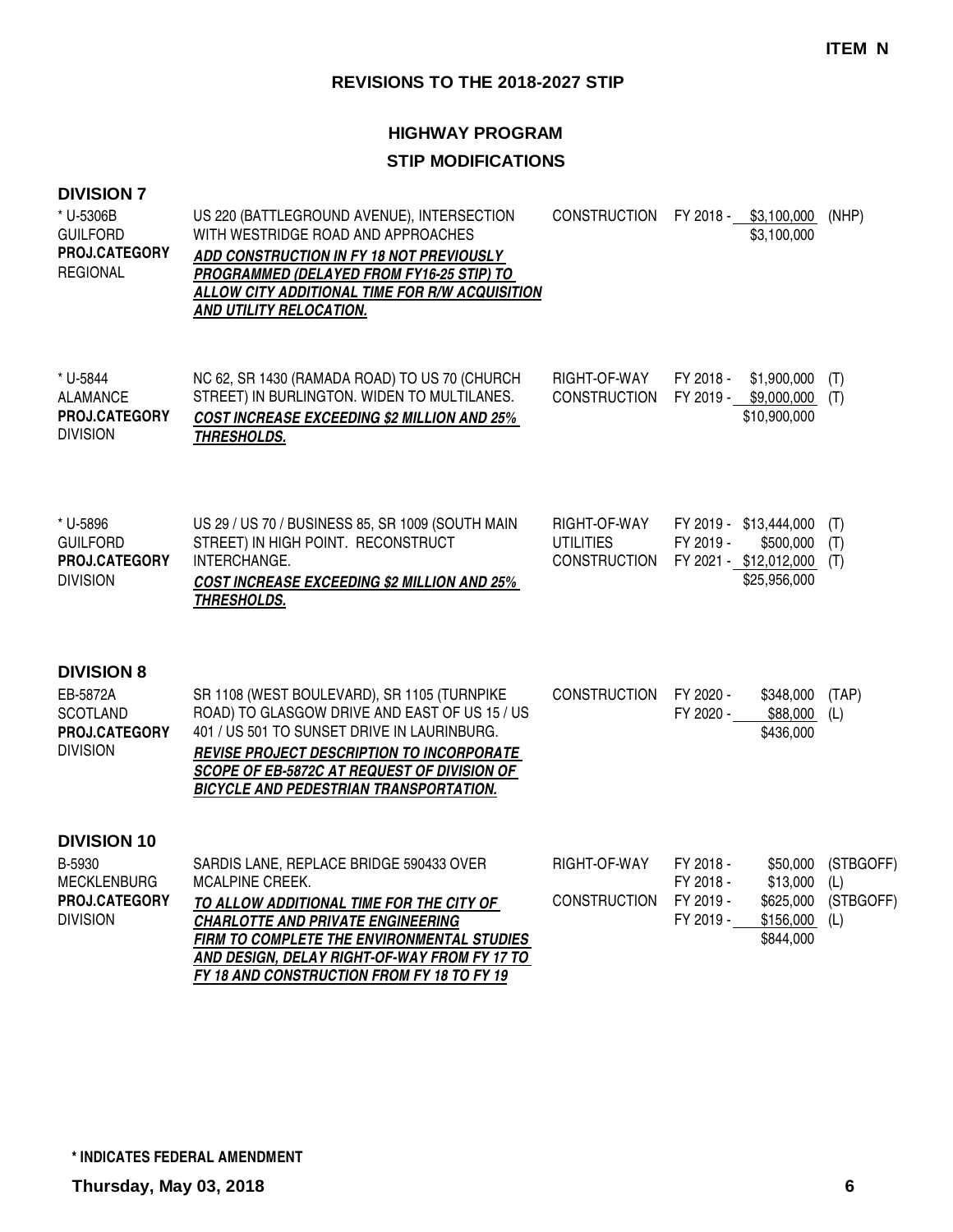ITEM N

# REVISIONS TO THE 2018-2027 STIP

## HIGHWAY PROGRAM

## STIP MODIFICATIONS

### DIVISION 7

| Project | Description | Work Type | Fiscal Year | Amount | Fund |
|---|---|---|---|---|---|
| * U-5306B<br>GUILFORD<br>**PROJ.CATEGORY**<br>REGIONAL | US 220 (BATTLEGROUND AVENUE), INTERSECTION WITH WESTRIDGE ROAD AND APPROACHES<br>***ADD CONSTRUCTION IN FY 18 NOT PREVIOUSLY PROGRAMMED (DELAYED FROM FY16-25 STIP) TO ALLOW CITY ADDITIONAL TIME FOR R/W ACQUISITION AND UTILITY RELOCATION.*** | CONSTRUCTION | FY 2018 - | $3,100,000 | (NHP) |
| | | | | $3,100,000 | |
| * U-5844<br>ALAMANCE<br>**PROJ.CATEGORY**<br>DIVISION | NC 62, SR 1430 (RAMADA ROAD) TO US 70 (CHURCH STREET) IN BURLINGTON. WIDEN TO MULTILANES.<br>***COST INCREASE EXCEEDING $2 MILLION AND 25% THRESHOLDS.*** | RIGHT-OF-WAY | FY 2018 - | $1,900,000 | (T) |
| | | CONSTRUCTION | FY 2019 - | $9,000,000 | (T) |
| | | | | $10,900,000 | |
| * U-5896<br>GUILFORD<br>**PROJ.CATEGORY**<br>DIVISION | US 29 / US 70 / BUSINESS 85, SR 1009 (SOUTH MAIN STREET) IN HIGH POINT. RECONSTRUCT INTERCHANGE.<br>***COST INCREASE EXCEEDING $2 MILLION AND 25% THRESHOLDS.*** | RIGHT-OF-WAY | FY 2019 - | $13,444,000 | (T) |
| | | UTILITIES | FY 2019 - | $500,000 | (T) |
| | | CONSTRUCTION | FY 2021 - | $12,012,000 | (T) |
| | | | | $25,956,000 | |

### DIVISION 8

| Project | Description | Work Type | Fiscal Year | Amount | Fund |
|---|---|---|---|---|---|
| EB-5872A<br>SCOTLAND<br>**PROJ.CATEGORY**<br>DIVISION | SR 1108 (WEST BOULEVARD), SR 1105 (TURNPIKE ROAD) TO GLASGOW DRIVE AND EAST OF US 15 / US 401 / US 501 TO SUNSET DRIVE IN LAURINBURG.<br>***REVISE PROJECT DESCRIPTION TO INCORPORATE SCOPE OF EB-5872C AT REQUEST OF DIVISION OF BICYCLE AND PEDESTRIAN TRANSPORTATION.*** | CONSTRUCTION | FY 2020 - | $348,000 | (TAP) |
| | | | FY 2020 - | $88,000 | (L) |
| | | | | $436,000 | |

### DIVISION 10

| Project | Description | Work Type | Fiscal Year | Amount | Fund |
|---|---|---|---|---|---|
| B-5930<br>MECKLENBURG<br>**PROJ.CATEGORY**<br>DIVISION | SARDIS LANE, REPLACE BRIDGE 590433 OVER MCALPINE CREEK.<br>***TO ALLOW ADDITIONAL TIME FOR THE CITY OF CHARLOTTE AND PRIVATE ENGINEERING FIRM TO COMPLETE THE ENVIRONMENTAL STUDIES AND DESIGN, DELAY RIGHT-OF-WAY FROM FY 17 TO FY 18 AND CONSTRUCTION FROM FY 18 TO FY 19*** | RIGHT-OF-WAY | FY 2018 - | $50,000 | (STBGOFF) |
| | | | FY 2018 - | $13,000 | (L) |
| | | CONSTRUCTION | FY 2019 - | $625,000 | (STBGOFF) |
| | | | FY 2019 - | $156,000 | (L) |
| | | | | $844,000 | |

**\* INDICATES FEDERAL AMENDMENT**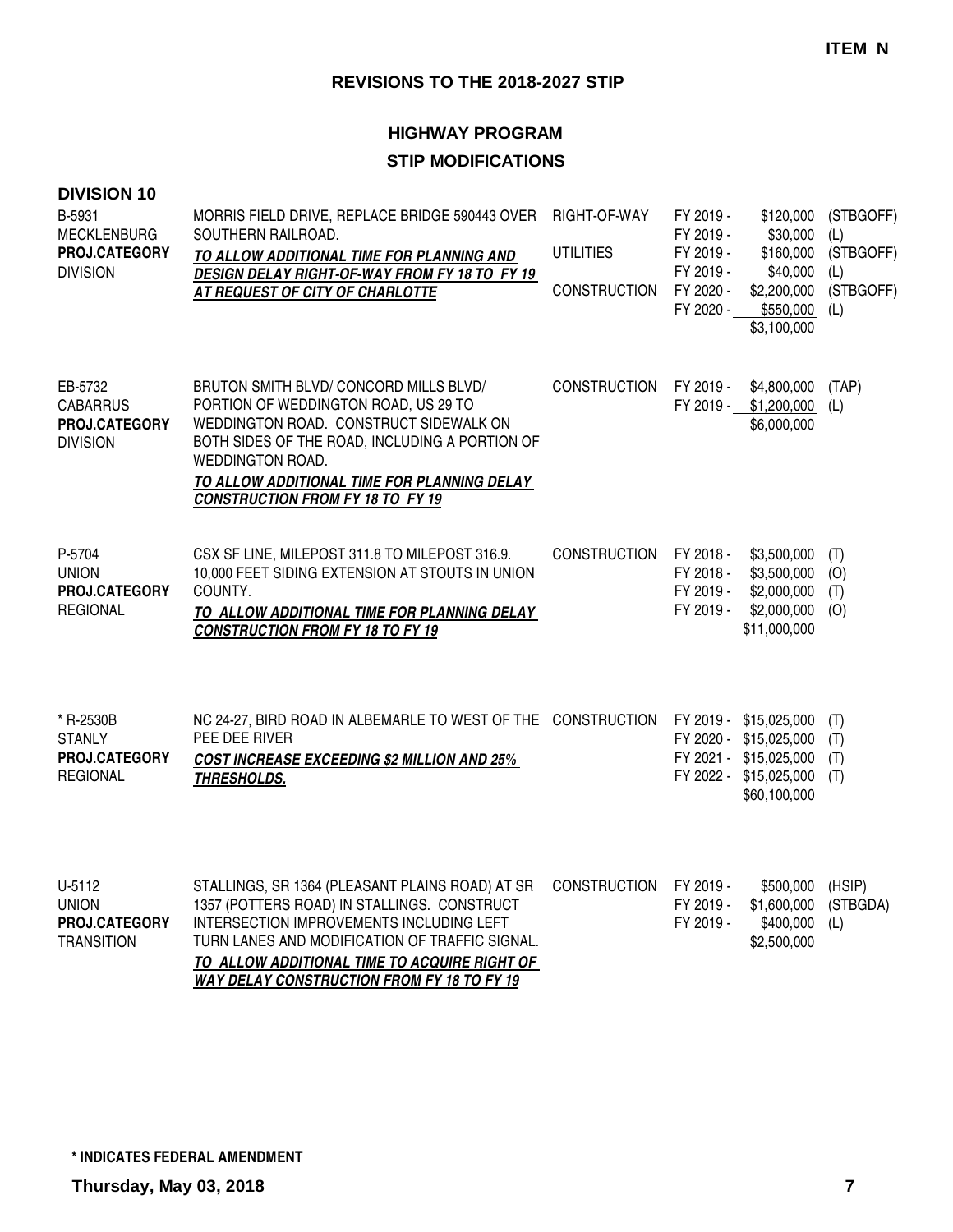**ITEM N**

## REVISIONS TO THE 2018-2027 STIP

### HIGHWAY PROGRAM

### STIP MODIFICATIONS

**DIVISION 10**

| Project | Description | Work Type | Fiscal Year | Amount | Funding |
|---|---|---|---|---|---|
| B-5931<br>MECKLENBURG<br>**PROJ.CATEGORY**<br>DIVISION | MORRIS FIELD DRIVE, REPLACE BRIDGE 590443 OVER SOUTHERN RAILROAD.<br>***TO ALLOW ADDITIONAL TIME FOR PLANNING AND DESIGN DELAY RIGHT-OF-WAY FROM FY 18 TO FY 19 AT REQUEST OF CITY OF CHARLOTTE*** | RIGHT-OF-WAY | FY 2019 - | $120,000 | (STBGOFF) |
| | | | FY 2019 - | $30,000 | (L) |
| | | UTILITIES | FY 2019 - | $160,000 | (STBGOFF) |
| | | | FY 2019 - | $40,000 | (L) |
| | | CONSTRUCTION | FY 2020 - | $2,200,000 | (STBGOFF) |
| | | | FY 2020 - | $550,000 | (L) |
| | | | | $3,100,000 | |
| EB-5732<br>CABARRUS<br>**PROJ.CATEGORY**<br>DIVISION | BRUTON SMITH BLVD/ CONCORD MILLS BLVD/ PORTION OF WEDDINGTON ROAD, US 29 TO WEDDINGTON ROAD. CONSTRUCT SIDEWALK ON BOTH SIDES OF THE ROAD, INCLUDING A PORTION OF WEDDINGTON ROAD.<br>***TO ALLOW ADDITIONAL TIME FOR PLANNING DELAY CONSTRUCTION FROM FY 18 TO FY 19*** | CONSTRUCTION | FY 2019 - | $4,800,000 | (TAP) |
| | | | FY 2019 - | $1,200,000 | (L) |
| | | | | $6,000,000 | |
| P-5704<br>UNION<br>**PROJ.CATEGORY**<br>REGIONAL | CSX SF LINE, MILEPOST 311.8 TO MILEPOST 316.9. 10,000 FEET SIDING EXTENSION AT STOUTS IN UNION COUNTY.<br>***TO ALLOW ADDITIONAL TIME FOR PLANNING DELAY CONSTRUCTION FROM FY 18 TO FY 19*** | CONSTRUCTION | FY 2018 - | $3,500,000 | (T) |
| | | | FY 2018 - | $3,500,000 | (O) |
| | | | FY 2019 - | $2,000,000 | (T) |
| | | | FY 2019 - | $2,000,000 | (O) |
| | | | | $11,000,000 | |
| * R-2530B<br>STANLY<br>**PROJ.CATEGORY**<br>REGIONAL | NC 24-27, BIRD ROAD IN ALBEMARLE TO WEST OF THE PEE DEE RIVER<br>***COST INCREASE EXCEEDING $2 MILLION AND 25% THRESHOLDS.*** | CONSTRUCTION | FY 2019 - | $15,025,000 | (T) |
| | | | FY 2020 - | $15,025,000 | (T) |
| | | | FY 2021 - | $15,025,000 | (T) |
| | | | FY 2022 - | $15,025,000 | (T) |
| | | | | $60,100,000 | |
| U-5112<br>UNION<br>**PROJ.CATEGORY**<br>TRANSITION | STALLINGS, SR 1364 (PLEASANT PLAINS ROAD) AT SR 1357 (POTTERS ROAD) IN STALLINGS. CONSTRUCT INTERSECTION IMPROVEMENTS INCLUDING LEFT TURN LANES AND MODIFICATION OF TRAFFIC SIGNAL.<br>***TO ALLOW ADDITIONAL TIME TO ACQUIRE RIGHT OF WAY DELAY CONSTRUCTION FROM FY 18 TO FY 19*** | CONSTRUCTION | FY 2019 - | $500,000 | (HSIP) |
| | | | FY 2019 - | $1,600,000 | (STBGDA) |
| | | | FY 2019 - | $400,000 | (L) |
| | | | | $2,500,000 | |

**\* INDICATES FEDERAL AMENDMENT**

**Thursday, May 03, 2018**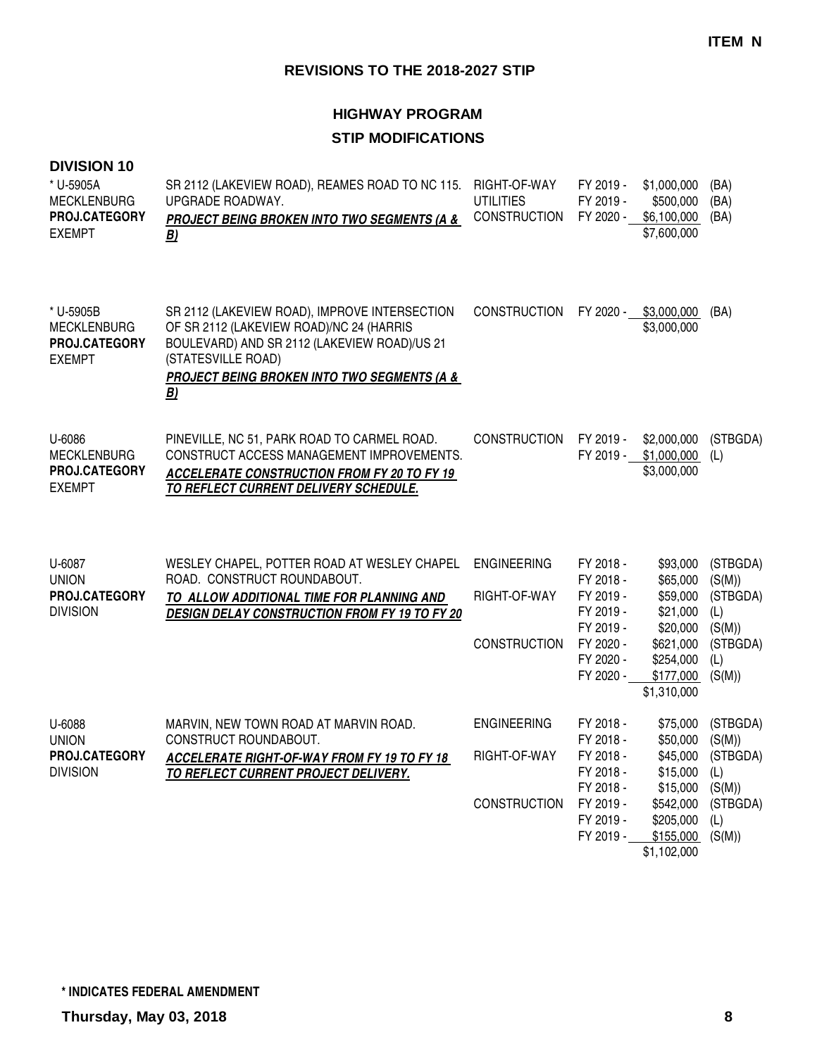**ITEM N**

## REVISIONS TO THE 2018-2027 STIP

### HIGHWAY PROGRAM

### STIP MODIFICATIONS

**DIVISION 10**

| Project | Description | Work Type | Fiscal Year | Amount | Funding |
|---|---|---|---|---|---|
| * U-5905A<br>MECKLENBURG<br>**PROJ.CATEGORY**<br>EXEMPT | SR 2112 (LAKEVIEW ROAD), REAMES ROAD TO NC 115. UPGRADE ROADWAY.<br>***PROJECT BEING BROKEN INTO TWO SEGMENTS (A & B)*** | RIGHT-OF-WAY | FY 2019 - | $1,000,000 | (BA) |
| | | UTILITIES | FY 2019 - | $500,000 | (BA) |
| | | CONSTRUCTION | FY 2020 - | $6,100,000 | (BA) |
| | | | | $7,600,000 | |
| * U-5905B<br>MECKLENBURG<br>**PROJ.CATEGORY**<br>EXEMPT | SR 2112 (LAKEVIEW ROAD), IMPROVE INTERSECTION OF SR 2112 (LAKEVIEW ROAD)/NC 24 (HARRIS BOULEVARD) AND SR 2112 (LAKEVIEW ROAD)/US 21 (STATESVILLE ROAD)<br>***PROJECT BEING BROKEN INTO TWO SEGMENTS (A & B)*** | CONSTRUCTION | FY 2020 - | $3,000,000 | (BA) |
| | | | | $3,000,000 | |
| U-6086<br>MECKLENBURG<br>**PROJ.CATEGORY**<br>EXEMPT | PINEVILLE, NC 51, PARK ROAD TO CARMEL ROAD. CONSTRUCT ACCESS MANAGEMENT IMPROVEMENTS.<br>***ACCELERATE CONSTRUCTION FROM FY 20 TO FY 19 TO REFLECT CURRENT DELIVERY SCHEDULE.*** | CONSTRUCTION | FY 2019 - | $2,000,000 | (STBGDA) |
| | | | FY 2019 - | $1,000,000 | (L) |
| | | | | $3,000,000 | |
| U-6087<br>UNION<br>**PROJ.CATEGORY**<br>DIVISION | WESLEY CHAPEL, POTTER ROAD AT WESLEY CHAPEL ROAD. CONSTRUCT ROUNDABOUT.<br>***TO ALLOW ADDITIONAL TIME FOR PLANNING AND DESIGN DELAY CONSTRUCTION FROM FY 19 TO FY 20*** | ENGINEERING | FY 2018 - | $93,000 | (STBGDA) |
| | | | FY 2018 - | $65,000 | (S(M)) |
| | | RIGHT-OF-WAY | FY 2019 - | $59,000 | (STBGDA) |
| | | | FY 2019 - | $21,000 | (L) |
| | | | FY 2019 - | $20,000 | (S(M)) |
| | | CONSTRUCTION | FY 2020 - | $621,000 | (STBGDA) |
| | | | FY 2020 - | $254,000 | (L) |
| | | | FY 2020 - | $177,000 | (S(M)) |
| | | | | $1,310,000 | |
| U-6088<br>UNION<br>**PROJ.CATEGORY**<br>DIVISION | MARVIN, NEW TOWN ROAD AT MARVIN ROAD. CONSTRUCT ROUNDABOUT.<br>***ACCELERATE RIGHT-OF-WAY FROM FY 19 TO FY 18 TO REFLECT CURRENT PROJECT DELIVERY.*** | ENGINEERING | FY 2018 - | $75,000 | (STBGDA) |
| | | | FY 2018 - | $50,000 | (S(M)) |
| | | RIGHT-OF-WAY | FY 2018 - | $45,000 | (STBGDA) |
| | | | FY 2018 - | $15,000 | (L) |
| | | | FY 2018 - | $15,000 | (S(M)) |
| | | CONSTRUCTION | FY 2019 - | $542,000 | (STBGDA) |
| | | | FY 2019 - | $205,000 | (L) |
| | | | FY 2019 - | $155,000 | (S(M)) |
| | | | | $1,102,000 | |

**\* INDICATES FEDERAL AMENDMENT**

**Thursday, May 03, 2018**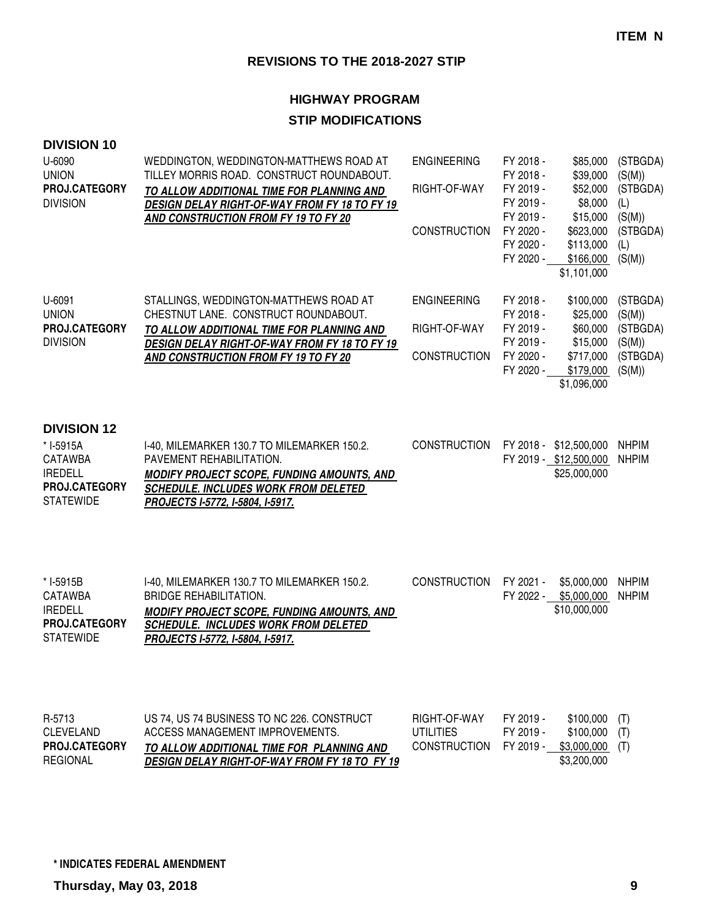**ITEM N**

## REVISIONS TO THE 2018-2027 STIP

### HIGHWAY PROGRAM
### STIP MODIFICATIONS

**DIVISION 10**

| Project | Description | Phase | Year | Amount | Funding |
|---|---|---|---|---|---|
| U-6090<br>UNION<br>**PROJ.CATEGORY**<br>DIVISION | WEDDINGTON, WEDDINGTON-MATTHEWS ROAD AT TILLEY MORRIS ROAD. CONSTRUCT ROUNDABOUT.<br>***TO ALLOW ADDITIONAL TIME FOR PLANNING AND DESIGN DELAY RIGHT-OF-WAY FROM FY 18 TO FY 19 AND CONSTRUCTION FROM FY 19 TO FY 20*** | ENGINEERING | FY 2018 - | $85,000 | (STBGDA) |
| | | | FY 2018 - | $39,000 | (S(M)) |
| | | RIGHT-OF-WAY | FY 2019 - | $52,000 | (STBGDA) |
| | | | FY 2019 - | $8,000 | (L) |
| | | | FY 2019 - | $15,000 | (S(M)) |
| | | CONSTRUCTION | FY 2020 - | $623,000 | (STBGDA) |
| | | | FY 2020 - | $113,000 | (L) |
| | | | FY 2020 - | $166,000 | (S(M)) |
| | | | | $1,101,000 | |
| U-6091<br>UNION<br>**PROJ.CATEGORY**<br>DIVISION | STALLINGS, WEDDINGTON-MATTHEWS ROAD AT CHESTNUT LANE. CONSTRUCT ROUNDABOUT.<br>***TO ALLOW ADDITIONAL TIME FOR PLANNING AND DESIGN DELAY RIGHT-OF-WAY FROM FY 18 TO FY 19 AND CONSTRUCTION FROM FY 19 TO FY 20*** | ENGINEERING | FY 2018 - | $100,000 | (STBGDA) |
| | | | FY 2018 - | $25,000 | (S(M)) |
| | | RIGHT-OF-WAY | FY 2019 - | $60,000 | (STBGDA) |
| | | | FY 2019 - | $15,000 | (S(M)) |
| | | CONSTRUCTION | FY 2020 - | $717,000 | (STBGDA) |
| | | | FY 2020 - | $179,000 | (S(M)) |
| | | | | $1,096,000 | |

**DIVISION 12**

| Project | Description | Phase | Year | Amount | Funding |
|---|---|---|---|---|---|
| * I-5915A<br>CATAWBA<br>IREDELL<br>**PROJ.CATEGORY**<br>STATEWIDE | I-40, MILEMARKER 130.7 TO MILEMARKER 150.2. PAVEMENT REHABILITATION.<br>***MODIFY PROJECT SCOPE, FUNDING AMOUNTS, AND SCHEDULE. INCLUDES WORK FROM DELETED PROJECTS I-5772, I-5804, I-5917.*** | CONSTRUCTION | FY 2018 - | $12,500,000 | NHPIM |
| | | | FY 2019 - | $12,500,000 | NHPIM |
| | | | | $25,000,000 | |
| * I-5915B<br>CATAWBA<br>IREDELL<br>**PROJ.CATEGORY**<br>STATEWIDE | I-40, MILEMARKER 130.7 TO MILEMARKER 150.2. BRIDGE REHABILITATION.<br>***MODIFY PROJECT SCOPE, FUNDING AMOUNTS, AND SCHEDULE. INCLUDES WORK FROM DELETED PROJECTS I-5772, I-5804, I-5917.*** | CONSTRUCTION | FY 2021 - | $5,000,000 | NHPIM |
| | | | FY 2022 - | $5,000,000 | NHPIM |
| | | | | $10,000,000 | |
| R-5713<br>CLEVELAND<br>**PROJ.CATEGORY**<br>REGIONAL | US 74, US 74 BUSINESS TO NC 226. CONSTRUCT ACCESS MANAGEMENT IMPROVEMENTS.<br>***TO ALLOW ADDITIONAL TIME FOR PLANNING AND DESIGN DELAY RIGHT-OF-WAY FROM FY 18 TO FY 19*** | RIGHT-OF-WAY | FY 2019 - | $100,000 | (T) |
| | | UTILITIES | FY 2019 - | $100,000 | (T) |
| | | CONSTRUCTION | FY 2019 - | $3,000,000 | (T) |
| | | | | $3,200,000 | |

**\* INDICATES FEDERAL AMENDMENT**

**Thursday, May 03, 2018**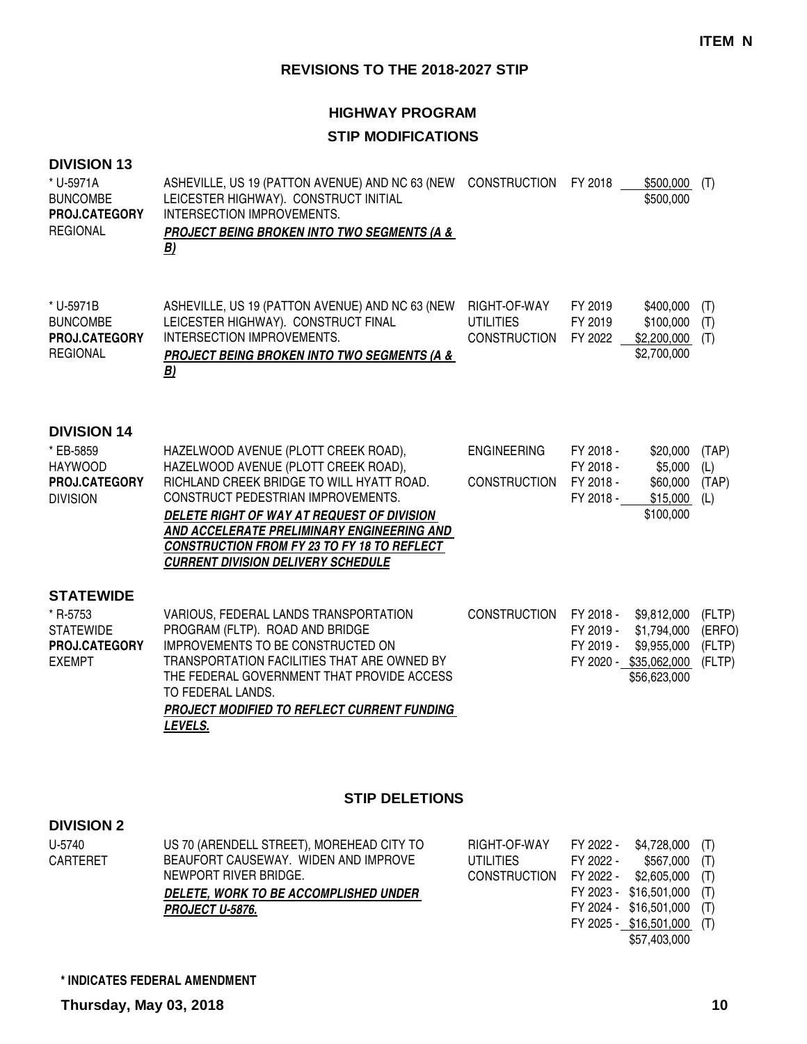ITEM N

# REVISIONS TO THE 2018-2027 STIP

## HIGHWAY PROGRAM

## STIP MODIFICATIONS

### DIVISION 13

| Project | Description | Work Type | Fiscal Year | Amount | Source |
|---|---|---|---|---|---|
| * U-5971A<br>BUNCOMBE<br>**PROJ.CATEGORY**<br>REGIONAL | ASHEVILLE, US 19 (PATTON AVENUE) AND NC 63 (NEW LEICESTER HIGHWAY). CONSTRUCT INITIAL INTERSECTION IMPROVEMENTS.<br>***PROJECT BEING BROKEN INTO TWO SEGMENTS (A & B)*** | CONSTRUCTION | FY 2018 | $500,000 | (T) |
| | | | | $500,000 | |
| * U-5971B<br>BUNCOMBE<br>**PROJ.CATEGORY**<br>REGIONAL | ASHEVILLE, US 19 (PATTON AVENUE) AND NC 63 (NEW LEICESTER HIGHWAY). CONSTRUCT FINAL INTERSECTION IMPROVEMENTS.<br>***PROJECT BEING BROKEN INTO TWO SEGMENTS (A & B)*** | RIGHT-OF-WAY | FY 2019 | $400,000 | (T) |
| | | UTILITIES | FY 2019 | $100,000 | (T) |
| | | CONSTRUCTION | FY 2022 | $2,200,000 | (T) |
| | | | | $2,700,000 | |

### DIVISION 14

| Project | Description | Work Type | Fiscal Year | Amount | Source |
|---|---|---|---|---|---|
| * EB-5859<br>HAYWOOD<br>**PROJ.CATEGORY**<br>DIVISION | HAZELWOOD AVENUE (PLOTT CREEK ROAD), HAZELWOOD AVENUE (PLOTT CREEK ROAD), RICHLAND CREEK BRIDGE TO WILL HYATT ROAD. CONSTRUCT PEDESTRIAN IMPROVEMENTS.<br>***DELETE RIGHT OF WAY AT REQUEST OF DIVISION AND ACCELERATE PRELIMINARY ENGINEERING AND CONSTRUCTION FROM FY 23 TO FY 18 TO REFLECT CURRENT DIVISION DELIVERY SCHEDULE*** | ENGINEERING | FY 2018 - | $20,000 | (TAP) |
| | | | FY 2018 - | $5,000 | (L) |
| | | CONSTRUCTION | FY 2018 - | $60,000 | (TAP) |
| | | | FY 2018 - | $15,000 | (L) |
| | | | | $100,000 | |

### STATEWIDE

| Project | Description | Work Type | Fiscal Year | Amount | Source |
|---|---|---|---|---|---|
| * R-5753<br>STATEWIDE<br>**PROJ.CATEGORY**<br>EXEMPT | VARIOUS, FEDERAL LANDS TRANSPORTATION PROGRAM (FLTP). ROAD AND BRIDGE IMPROVEMENTS TO BE CONSTRUCTED ON TRANSPORTATION FACILITIES THAT ARE OWNED BY THE FEDERAL GOVERNMENT THAT PROVIDE ACCESS TO FEDERAL LANDS.<br>***PROJECT MODIFIED TO REFLECT CURRENT FUNDING LEVELS.*** | CONSTRUCTION | FY 2018 - | $9,812,000 | (FLTP) |
| | | | FY 2019 - | $1,794,000 | (ERFO) |
| | | | FY 2019 - | $9,955,000 | (FLTP) |
| | | | FY 2020 - | $35,062,000 | (FLTP) |
| | | | | $56,623,000 | |

## STIP DELETIONS

### DIVISION 2

| Project | Description | Work Type | Fiscal Year | Amount | Source |
|---|---|---|---|---|---|
| U-5740<br>CARTERET | US 70 (ARENDELL STREET), MOREHEAD CITY TO BEAUFORT CAUSEWAY. WIDEN AND IMPROVE NEWPORT RIVER BRIDGE.<br>***DELETE, WORK TO BE ACCOMPLISHED UNDER PROJECT U-5876.*** | RIGHT-OF-WAY | FY 2022 - | $4,728,000 | (T) |
| | | UTILITIES | FY 2022 - | $567,000 | (T) |
| | | CONSTRUCTION | FY 2022 - | $2,605,000 | (T) |
| | | | FY 2023 - | $16,501,000 | (T) |
| | | | FY 2024 - | $16,501,000 | (T) |
| | | | FY 2025 - | $16,501,000 | (T) |
| | | | | $57,403,000 | |

**\* INDICATES FEDERAL AMENDMENT**

**Thursday, May 03, 2018**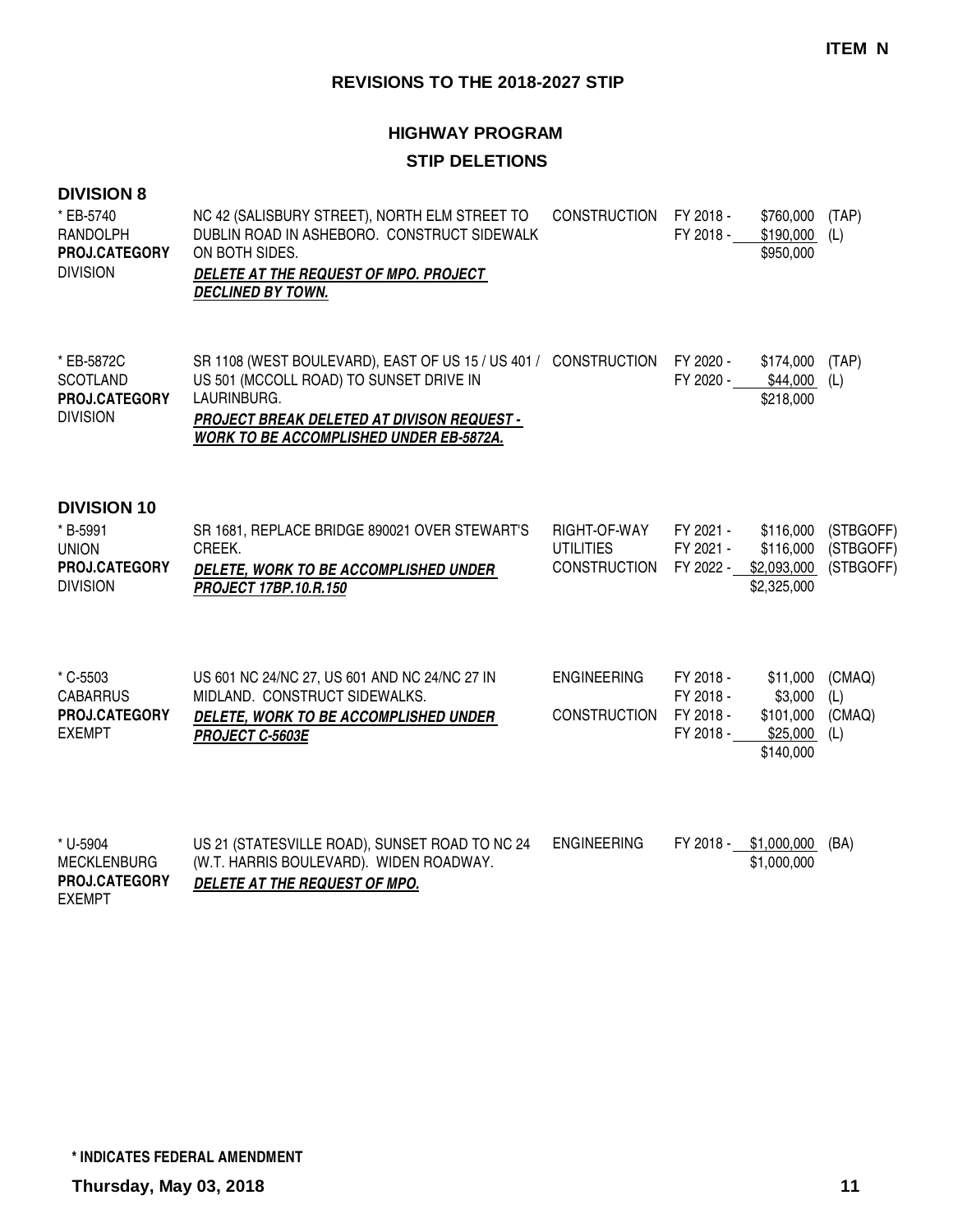**ITEM N**

# REVISIONS TO THE 2018-2027 STIP

## HIGHWAY PROGRAM

## STIP DELETIONS

### DIVISION 8

| Project | Description | Work Type | Fiscal Year | Amount | Funding |
|---|---|---|---|---|---|
| * EB-5740<br>RANDOLPH<br>**PROJ.CATEGORY**<br>DIVISION | NC 42 (SALISBURY STREET), NORTH ELM STREET TO DUBLIN ROAD IN ASHEBORO. CONSTRUCT SIDEWALK ON BOTH SIDES.<br>***DELETE AT THE REQUEST OF MPO. PROJECT DECLINED BY TOWN.*** | CONSTRUCTION | FY 2018 -<br>FY 2018 - | \$760,000<br>\$190,000<br>\$950,000 | (TAP)<br>(L) |
| * EB-5872C<br>SCOTLAND<br>**PROJ.CATEGORY**<br>DIVISION | SR 1108 (WEST BOULEVARD), EAST OF US 15 / US 401 / US 501 (MCCOLL ROAD) TO SUNSET DRIVE IN LAURINBURG.<br>***PROJECT BREAK DELETED AT DIVISON REQUEST - WORK TO BE ACCOMPLISHED UNDER EB-5872A.*** | CONSTRUCTION | FY 2020 -<br>FY 2020 - | \$174,000<br>\$44,000<br>\$218,000 | (TAP)<br>(L) |

### DIVISION 10

| Project | Description | Work Type | Fiscal Year | Amount | Funding |
|---|---|---|---|---|---|
| * B-5991<br>UNION<br>**PROJ.CATEGORY**<br>DIVISION | SR 1681, REPLACE BRIDGE 890021 OVER STEWART'S CREEK.<br>***DELETE, WORK TO BE ACCOMPLISHED UNDER PROJECT 17BP.10.R.150*** | RIGHT-OF-WAY<br>UTILITIES<br>CONSTRUCTION | FY 2021 -<br>FY 2021 -<br>FY 2022 - | \$116,000<br>\$116,000<br>\$2,093,000<br>\$2,325,000 | (STBGOFF)<br>(STBGOFF)<br>(STBGOFF) |
| * C-5503<br>CABARRUS<br>**PROJ.CATEGORY**<br>EXEMPT | US 601 NC 24/NC 27, US 601 AND NC 24/NC 27 IN MIDLAND. CONSTRUCT SIDEWALKS.<br>***DELETE, WORK TO BE ACCOMPLISHED UNDER PROJECT C-5603E*** | ENGINEERING<br><br>CONSTRUCTION | FY 2018 -<br>FY 2018 -<br>FY 2018 -<br>FY 2018 - | \$11,000<br>\$3,000<br>\$101,000<br>\$25,000<br>\$140,000 | (CMAQ)<br>(L)<br>(CMAQ)<br>(L) |
| * U-5904<br>MECKLENBURG<br>**PROJ.CATEGORY**<br>EXEMPT | US 21 (STATESVILLE ROAD), SUNSET ROAD TO NC 24 (W.T. HARRIS BOULEVARD). WIDEN ROADWAY.<br>***DELETE AT THE REQUEST OF MPO.*** | ENGINEERING | FY 2018 - | \$1,000,000<br>\$1,000,000 | (BA) |

**\* INDICATES FEDERAL AMENDMENT**

**Thursday, May 03, 2018**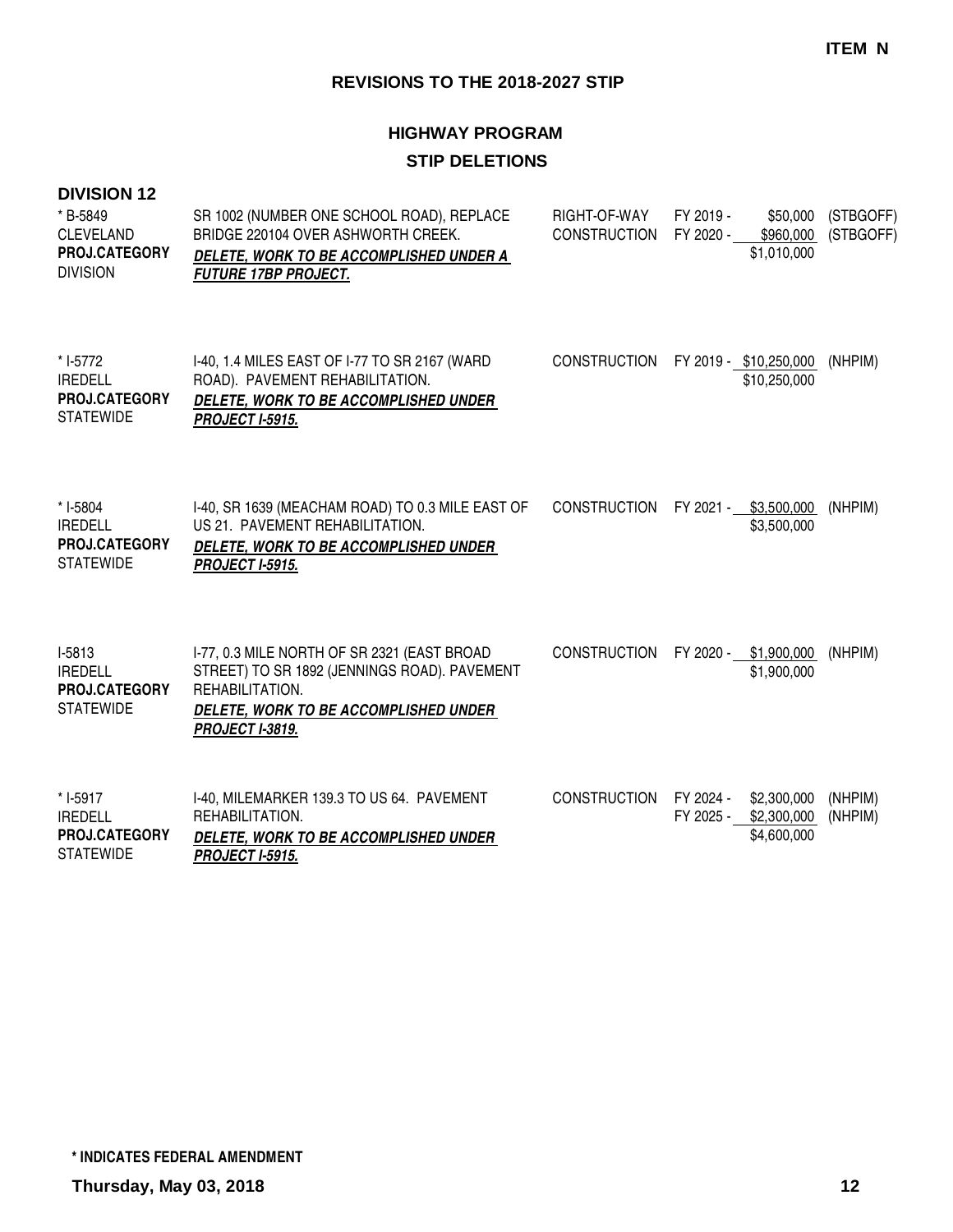**ITEM N**

## REVISIONS TO THE 2018-2027 STIP

### HIGHWAY PROGRAM

### STIP DELETIONS

**DIVISION 12**

| Project | Description | Work Type | FY | Amount | Funding |
|---|---|---|---|---|---|
| * B-5849<br>CLEVELAND<br>**PROJ.CATEGORY**<br>DIVISION | SR 1002 (NUMBER ONE SCHOOL ROAD), REPLACE BRIDGE 220104 OVER ASHWORTH CREEK.<br>***DELETE, WORK TO BE ACCOMPLISHED UNDER A FUTURE 17BP PROJECT.*** | RIGHT-OF-WAY<br>CONSTRUCTION | FY 2019 -<br>FY 2020 - | \$50,000<br>\$960,000<br>\$1,010,000 | (STBGOFF)<br>(STBGOFF) |
| * I-5772<br>IREDELL<br>**PROJ.CATEGORY**<br>STATEWIDE | I-40, 1.4 MILES EAST OF I-77 TO SR 2167 (WARD ROAD). PAVEMENT REHABILITATION.<br>***DELETE, WORK TO BE ACCOMPLISHED UNDER PROJECT I-5915.*** | CONSTRUCTION | FY 2019 - | \$10,250,000<br>\$10,250,000 | (NHPIM) |
| * I-5804<br>IREDELL<br>**PROJ.CATEGORY**<br>STATEWIDE | I-40, SR 1639 (MEACHAM ROAD) TO 0.3 MILE EAST OF US 21. PAVEMENT REHABILITATION.<br>***DELETE, WORK TO BE ACCOMPLISHED UNDER PROJECT I-5915.*** | CONSTRUCTION | FY 2021 - | \$3,500,000<br>\$3,500,000 | (NHPIM) |
| I-5813<br>IREDELL<br>**PROJ.CATEGORY**<br>STATEWIDE | I-77, 0.3 MILE NORTH OF SR 2321 (EAST BROAD STREET) TO SR 1892 (JENNINGS ROAD). PAVEMENT REHABILITATION.<br>***DELETE, WORK TO BE ACCOMPLISHED UNDER PROJECT I-3819.*** | CONSTRUCTION | FY 2020 - | \$1,900,000<br>\$1,900,000 | (NHPIM) |
| * I-5917<br>IREDELL<br>**PROJ.CATEGORY**<br>STATEWIDE | I-40, MILEMARKER 139.3 TO US 64. PAVEMENT REHABILITATION.<br>***DELETE, WORK TO BE ACCOMPLISHED UNDER PROJECT I-5915.*** | CONSTRUCTION | FY 2024 -<br>FY 2025 - | \$2,300,000<br>\$2,300,000<br>\$4,600,000 | (NHPIM)<br>(NHPIM) |

**\* INDICATES FEDERAL AMENDMENT**

**Thursday, May 03, 2018**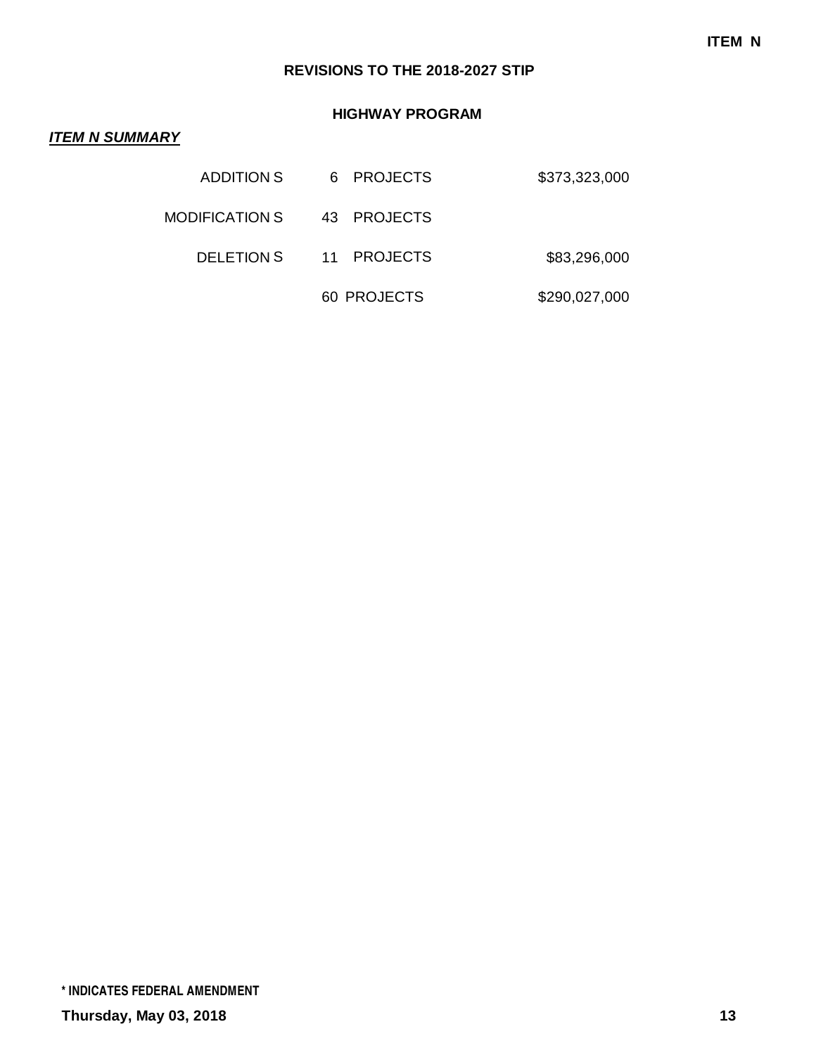ITEM N

## REVISIONS TO THE 2018-2027 STIP

### HIGHWAY PROGRAM

***ITEM N SUMMARY***

| | | |
|---|---|---|
| ADDITION S | 6 PROJECTS | $373,323,000 |
| MODIFICATION S | 43 PROJECTS | |
| DELETION S | 11 PROJECTS | $83,296,000 |
| | 60 PROJECTS | $290,027,000 |

**\* INDICATES FEDERAL AMENDMENT**

**Thursday, May 03, 2018**